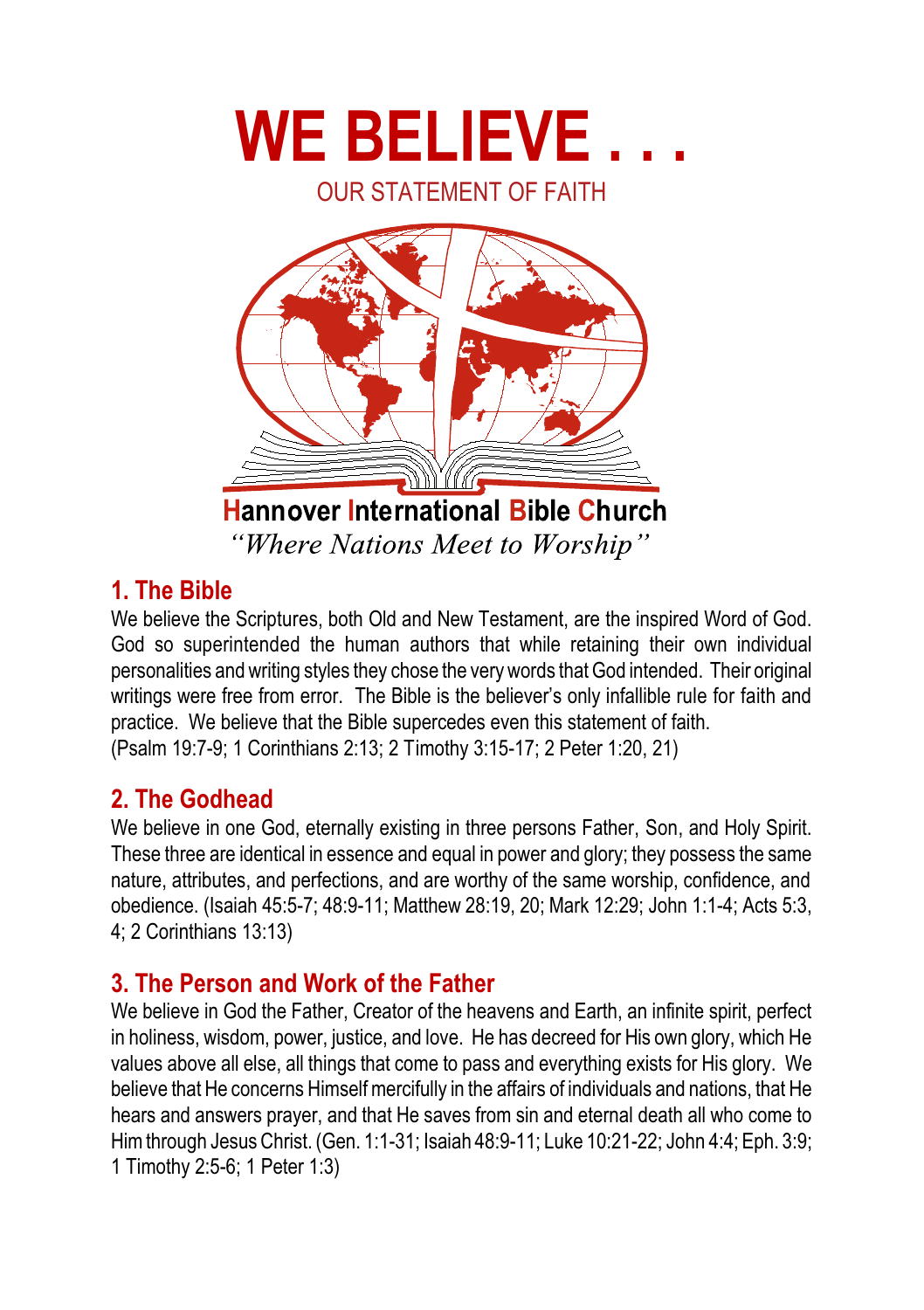# WE BELIEVE . . .

OUR STATEMENT OF FAITH

**Hannover International Bible Church**

*"Where Nations Meet to Worship"*

## 1. The Bible

We believe the Scriptures, both Old and New Testament, are the inspired Word of God. God so superintended the human authors that while retaining their own individual personalities and writing styles they chose the very words that God intended. Their original writings were free from error. The Bible is the believer's only infallible rule for faith and practice. We believe that the Bible supercedes even this statement of faith.
(Psalm 19:7-9; 1 Corinthians 2:13; 2 Timothy 3:15-17; 2 Peter 1:20, 21)

## 2. The Godhead

We believe in one God, eternally existing in three persons Father, Son, and Holy Spirit. These three are identical in essence and equal in power and glory; they possess the same nature, attributes, and perfections, and are worthy of the same worship, confidence, and obedience. (Isaiah 45:5-7; 48:9-11; Matthew 28:19, 20; Mark 12:29; John 1:1-4; Acts 5:3, 4; 2 Corinthians 13:13)

## 3. The Person and Work of the Father

We believe in God the Father, Creator of the heavens and Earth, an infinite spirit, perfect in holiness, wisdom, power, justice, and love. He has decreed for His own glory, which He values above all else, all things that come to pass and everything exists for His glory. We believe that He concerns Himself mercifully in the affairs of individuals and nations, that He hears and answers prayer, and that He saves from sin and eternal death all who come to Him through Jesus Christ. (Gen. 1:1-31; Isaiah 48:9-11; Luke 10:21-22; John 4:4; Eph. 3:9; 1 Timothy 2:5-6; 1 Peter 1:3)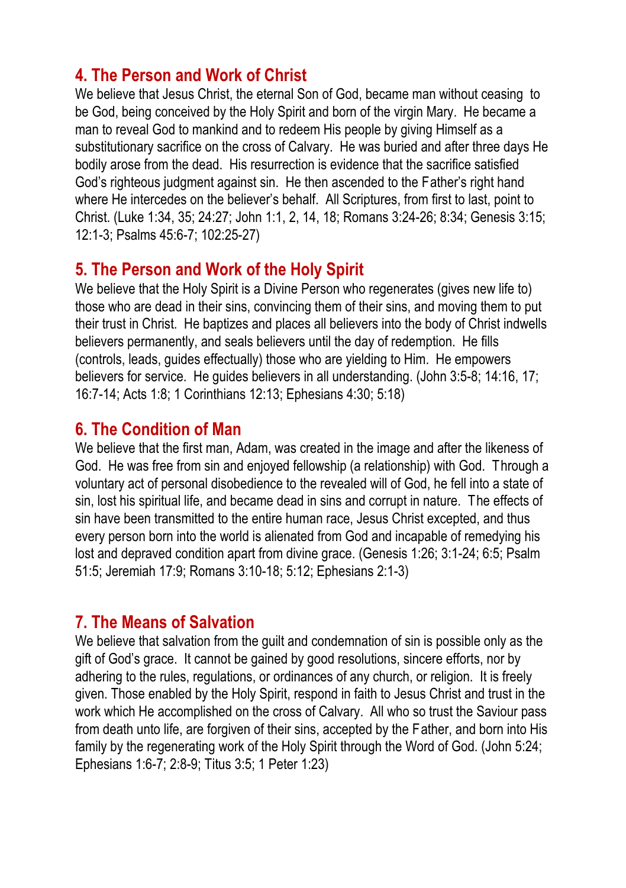## 4. The Person and Work of Christ

We believe that Jesus Christ, the eternal Son of God, became man without ceasing to be God, being conceived by the Holy Spirit and born of the virgin Mary. He became a man to reveal God to mankind and to redeem His people by giving Himself as a substitutionary sacrifice on the cross of Calvary. He was buried and after three days He bodily arose from the dead. His resurrection is evidence that the sacrifice satisfied God's righteous judgment against sin. He then ascended to the Father's right hand where He intercedes on the believer's behalf. All Scriptures, from first to last, point to Christ. (Luke 1:34, 35; 24:27; John 1:1, 2, 14, 18; Romans 3:24-26; 8:34; Genesis 3:15; 12:1-3; Psalms 45:6-7; 102:25-27)

## 5. The Person and Work of the Holy Spirit

We believe that the Holy Spirit is a Divine Person who regenerates (gives new life to) those who are dead in their sins, convincing them of their sins, and moving them to put their trust in Christ. He baptizes and places all believers into the body of Christ indwells believers permanently, and seals believers until the day of redemption. He fills (controls, leads, guides effectually) those who are yielding to Him. He empowers believers for service. He guides believers in all understanding. (John 3:5-8; 14:16, 17; 16:7-14; Acts 1:8; 1 Corinthians 12:13; Ephesians 4:30; 5:18)

## 6. The Condition of Man

We believe that the first man, Adam, was created in the image and after the likeness of God. He was free from sin and enjoyed fellowship (a relationship) with God. Through a voluntary act of personal disobedience to the revealed will of God, he fell into a state of sin, lost his spiritual life, and became dead in sins and corrupt in nature. The effects of sin have been transmitted to the entire human race, Jesus Christ excepted, and thus every person born into the world is alienated from God and incapable of remedying his lost and depraved condition apart from divine grace. (Genesis 1:26; 3:1-24; 6:5; Psalm 51:5; Jeremiah 17:9; Romans 3:10-18; 5:12; Ephesians 2:1-3)

## 7. The Means of Salvation

We believe that salvation from the guilt and condemnation of sin is possible only as the gift of God's grace. It cannot be gained by good resolutions, sincere efforts, nor by adhering to the rules, regulations, or ordinances of any church, or religion. It is freely given. Those enabled by the Holy Spirit, respond in faith to Jesus Christ and trust in the work which He accomplished on the cross of Calvary. All who so trust the Saviour pass from death unto life, are forgiven of their sins, accepted by the Father, and born into His family by the regenerating work of the Holy Spirit through the Word of God. (John 5:24; Ephesians 1:6-7; 2:8-9; Titus 3:5; 1 Peter 1:23)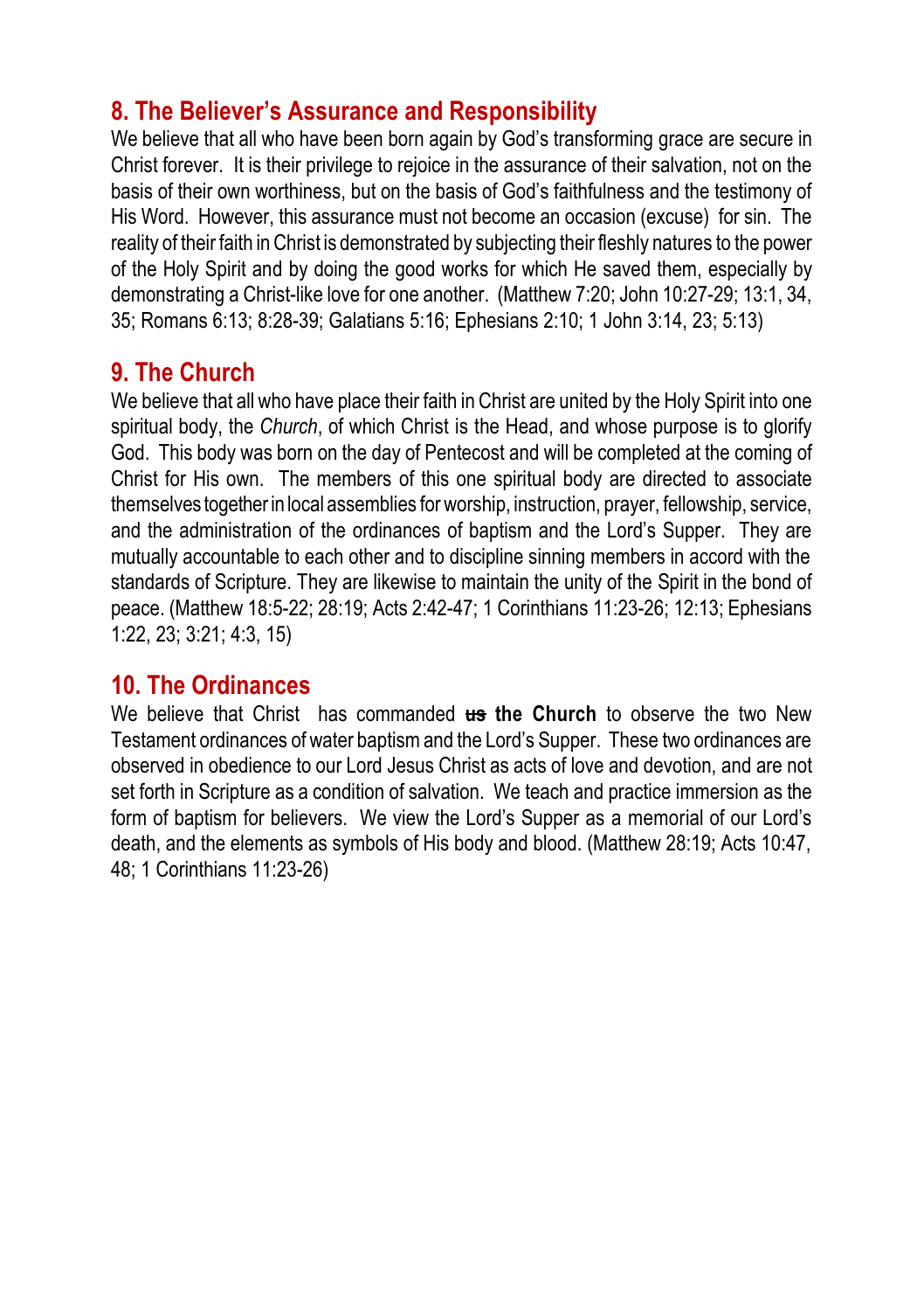## 8. The Believer's Assurance and Responsibility

We believe that all who have been born again by God's transforming grace are secure in Christ forever. It is their privilege to rejoice in the assurance of their salvation, not on the basis of their own worthiness, but on the basis of God's faithfulness and the testimony of His Word. However, this assurance must not become an occasion (excuse) for sin. The reality of their faith in Christ is demonstrated by subjecting their fleshly natures to the power of the Holy Spirit and by doing the good works for which He saved them, especially by demonstrating a Christ-like love for one another. (Matthew 7:20; John 10:27-29; 13:1, 34, 35; Romans 6:13; 8:28-39; Galatians 5:16; Ephesians 2:10; 1 John 3:14, 23; 5:13)

## 9. The Church

We believe that all who have place their faith in Christ are united by the Holy Spirit into one spiritual body, the *Church*, of which Christ is the Head, and whose purpose is to glorify God. This body was born on the day of Pentecost and will be completed at the coming of Christ for His own. The members of this one spiritual body are directed to associate themselves together in local assemblies for worship, instruction, prayer, fellowship, service, and the administration of the ordinances of baptism and the Lord's Supper. They are mutually accountable to each other and to discipline sinning members in accord with the standards of Scripture. They are likewise to maintain the unity of the Spirit in the bond of peace. (Matthew 18:5-22; 28:19; Acts 2:42-47; 1 Corinthians 11:23-26; 12:13; Ephesians 1:22, 23; 3:21; 4:3, 15)

## 10. The Ordinances

We believe that Christ has commanded ~~us~~ **the Church** to observe the two New Testament ordinances of water baptism and the Lord's Supper. These two ordinances are observed in obedience to our Lord Jesus Christ as acts of love and devotion, and are not set forth in Scripture as a condition of salvation. We teach and practice immersion as the form of baptism for believers. We view the Lord's Supper as a memorial of our Lord's death, and the elements as symbols of His body and blood. (Matthew 28:19; Acts 10:47, 48; 1 Corinthians 11:23-26)